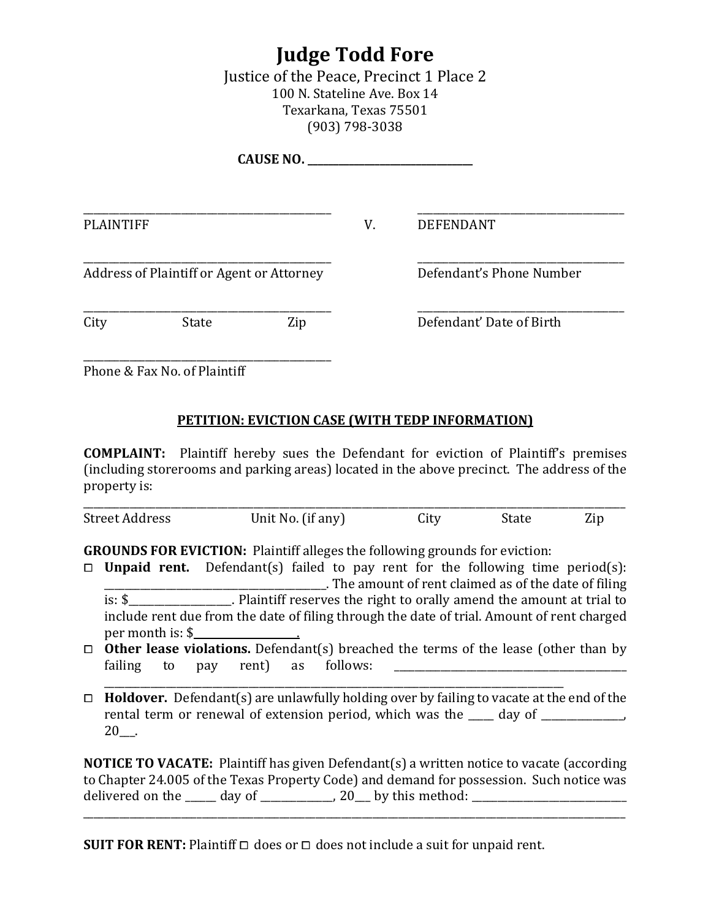# Judge Todd Fore

Justice of the Peace, Precinct 1 Place 2
100 N. Stateline Ave. Box 14
Texarkana, Texas 75501
(903) 798-3038

**CAUSE NO. ______________________________**

| | | |
|---|---|---|
| ____________________________________________ | | ______________________________________ |
| PLAINTIFF | V. | DEFENDANT |
| ____________________________________________ | | ______________________________________ |
| Address of Plaintiff or Agent or Attorney | | Defendant's Phone Number |
| ____________________________________________ | | ______________________________________ |
| City State Zip | | Defendant' Date of Birth |
| ____________________________________________ | | |
| Phone & Fax No. of Plaintiff | | |

**PETITION: EVICTION CASE (WITH TEDP INFORMATION)**

**COMPLAINT:** Plaintiff hereby sues the Defendant for eviction of Plaintiff's premises (including storerooms and parking areas) located in the above precinct. The address of the property is:

______________________________________________________________________________________________
Street Address Unit No. (if any) City State Zip

**GROUNDS FOR EVICTION:** Plaintiff alleges the following grounds for eviction:

- ☐ **Unpaid rent.** Defendant(s) failed to pay rent for the following time period(s): ______________________________________. The amount of rent claimed as of the date of filing is: $__________________. Plaintiff reserves the right to orally amend the amount at trial to include rent due from the date of filing through the date of trial. Amount of rent charged per month is: $__________________.
- ☐ **Other lease violations.** Defendant(s) breached the terms of the lease (other than by failing to pay rent) as follows: ____________________________________________ ____________________________________________________________________________________
- ☐ **Holdover.** Defendant(s) are unlawfully holding over by failing to vacate at the end of the rental term or renewal of extension period, which was the _____ day of _______________, 20___.

**NOTICE TO VACATE:** Plaintiff has given Defendant(s) a written notice to vacate (according to Chapter 24.005 of the Texas Property Code) and demand for possession. Such notice was delivered on the ______ day of ______________, 20___ by this method: ____________________________
______________________________________________________________________________________________

**SUIT FOR RENT:** Plaintiff ☐ does or ☐ does not include a suit for unpaid rent.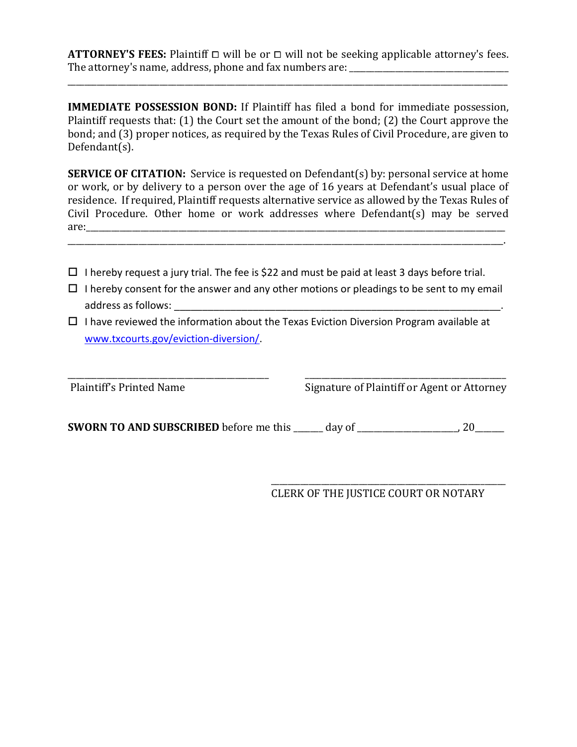**ATTORNEY'S FEES:** Plaintiff ◻ will be or ◻ will not be seeking applicable attorney's fees. The attorney's name, address, phone and fax numbers are: ___________________________________
_______________________________________________________________________________________________

**IMMEDIATE POSSESSION BOND:** If Plaintiff has filed a bond for immediate possession, Plaintiff requests that: (1) the Court set the amount of the bond; (2) the Court approve the bond; and (3) proper notices, as required by the Texas Rules of Civil Procedure, are given to Defendant(s).

**SERVICE OF CITATION:** Service is requested on Defendant(s) by: personal service at home or work, or by delivery to a person over the age of 16 years at Defendant's usual place of residence. If required, Plaintiff requests alternative service as allowed by the Texas Rules of Civil Procedure. Other home or work addresses where Defendant(s) may be served are:_______________________________________________________________________________________
_______________________________________________________________________________________________.

◻ I hereby request a jury trial. The fee is $22 and must be paid at least 3 days before trial.

◻ I hereby consent for the answer and any other motions or pleadings to be sent to my email address as follows: ___________________________________________________________________.

◻ I have reviewed the information about the Texas Eviction Diversion Program available at www.txcourts.gov/eviction-diversion/.

_________________________________________ Plaintiff's Printed Name

_________________________________________ Signature of Plaintiff or Agent or Attorney

**SWORN TO AND SUBSCRIBED** before me this ______ day of ____________________, 20______

___________________________________________________
CLERK OF THE JUSTICE COURT OR NOTARY